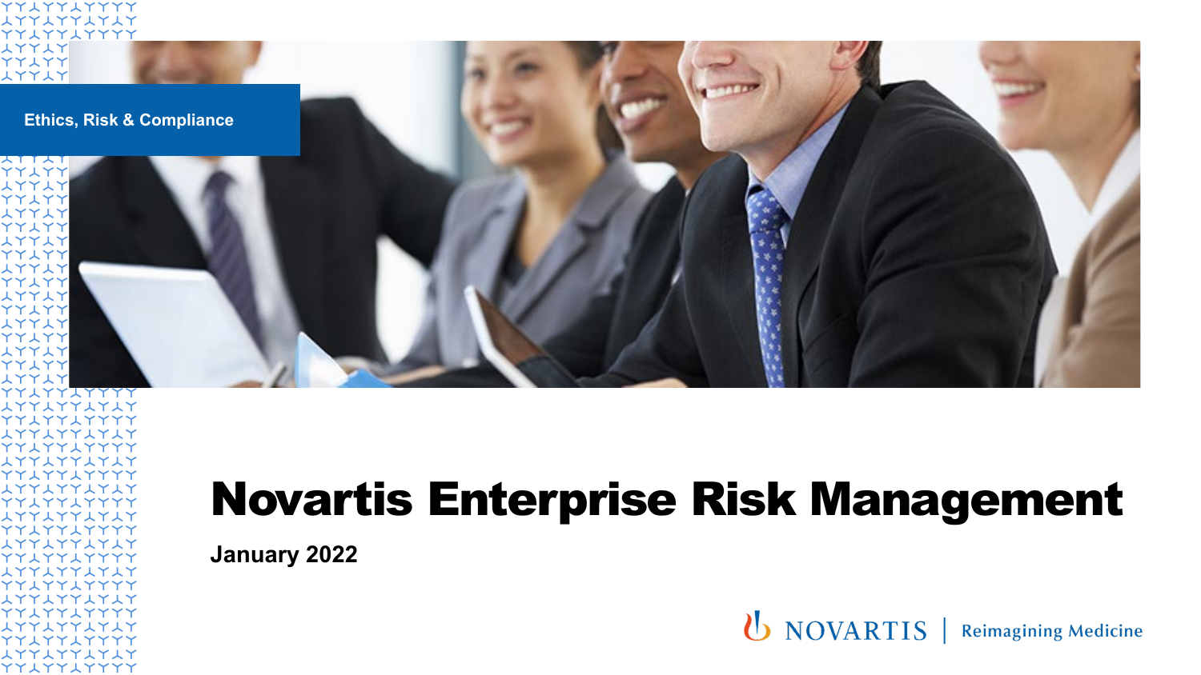Ethics, Risk & Compliance

# Novartis Enterprise Risk Management

**January 2022**

NOVARTIS | Reimagining Medicine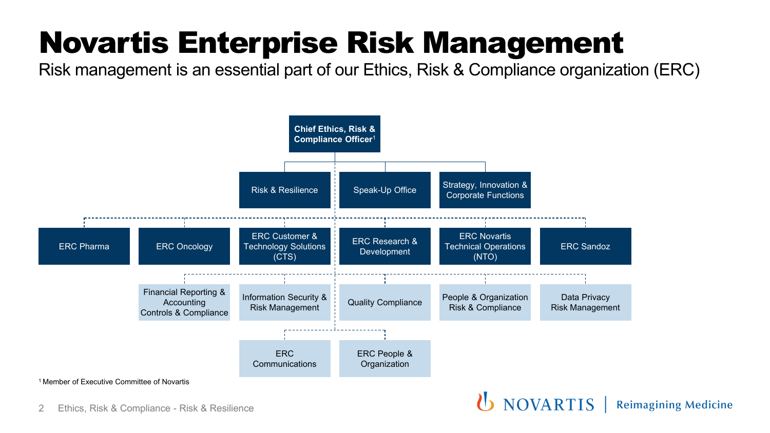# Novartis Enterprise Risk Management

Risk management is an essential part of our Ethics, Risk & Compliance organization (ERC)

**Chief Ethics, Risk & Compliance Officer**[1]

- Risk & Resilience
- Speak-Up Office
- Strategy, Innovation & Corporate Functions

- ERC Pharma
- ERC Oncology
- ERC Customer & Technology Solutions (CTS)
- ERC Research & Development
- ERC Novartis Technical Operations (NTO)
- ERC Sandoz

- Financial Reporting & Accounting Controls & Compliance
- Information Security & Risk Management
- Quality Compliance
- People & Organization Risk & Compliance
- Data Privacy Risk Management

- ERC Communications
- ERC People & Organization

[1] Member of Executive Committee of Novartis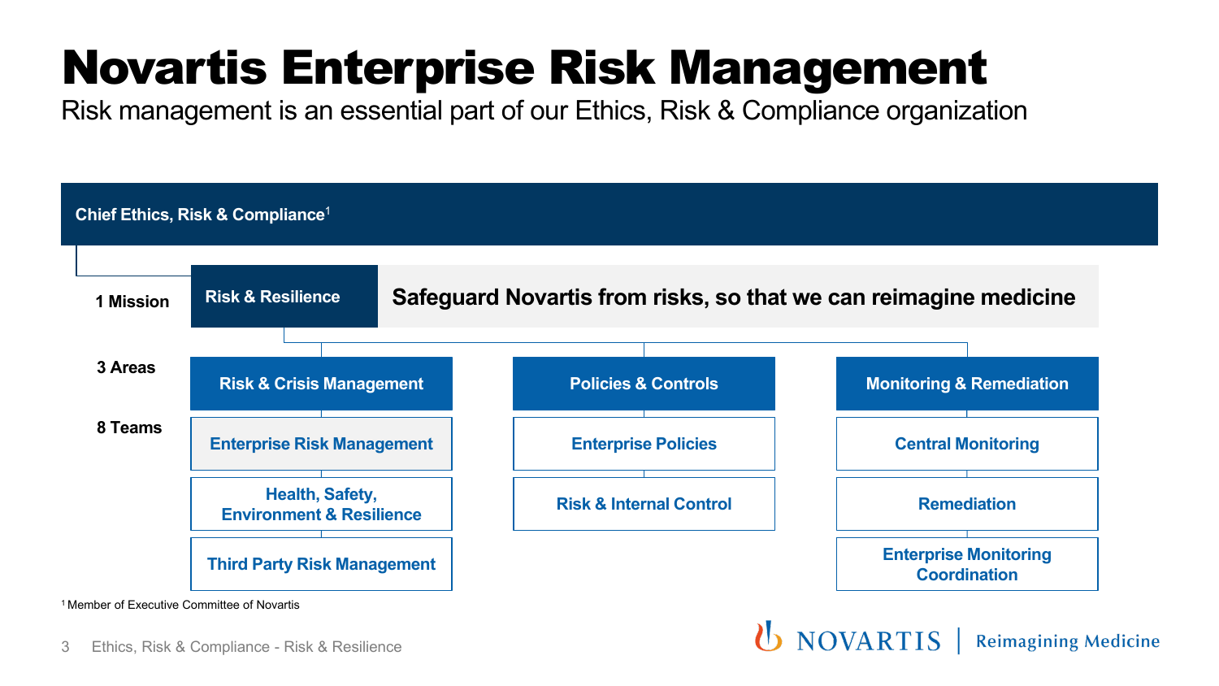# Novartis Enterprise Risk Management

Risk management is an essential part of our Ethics, Risk & Compliance organization

**Chief Ethics, Risk & Compliance**[1]

**1 Mission**

**Risk & Resilience** — **Safeguard Novartis from risks, so that we can reimagine medicine**

**3 Areas** / **8 Teams**

| Risk & Crisis Management | Policies & Controls | Monitoring & Remediation |
| --- | --- | --- |
| Enterprise Risk Management | Enterprise Policies | Central Monitoring |
| Health, Safety, Environment & Resilience | Risk & Internal Control | Remediation |
| Third Party Risk Management | | Enterprise Monitoring Coordination |

[1] Member of Executive Committee of Novartis

Ethics, Risk & Compliance - Risk & Resilience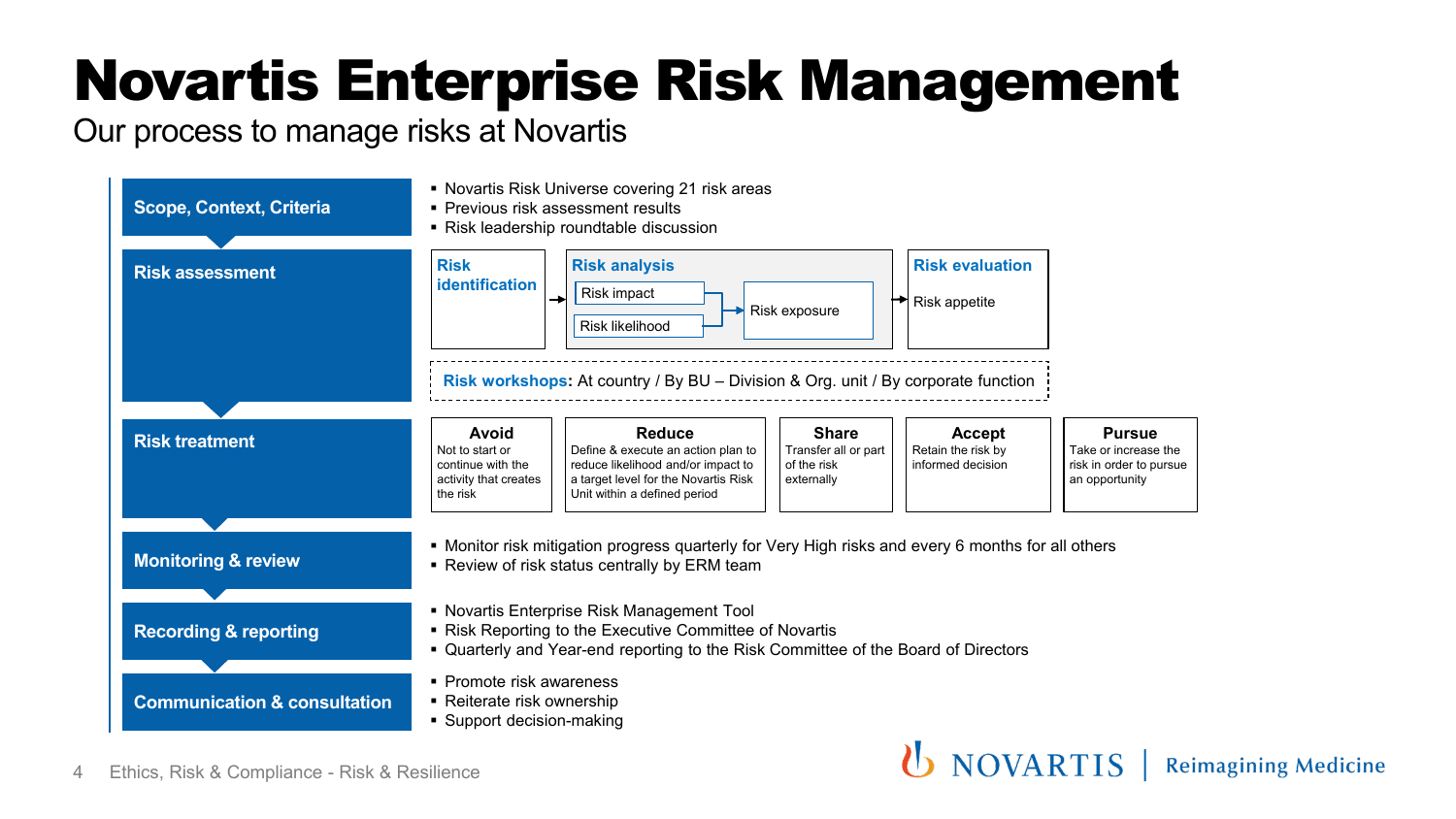# Novartis Enterprise Risk Management

Our process to manage risks at Novartis

## Scope, Context, Criteria

- Novartis Risk Universe covering 21 risk areas
- Previous risk assessment results
- Risk leadership roundtable discussion

## Risk assessment

**Risk identification** → **Risk analysis** (Risk impact + Risk likelihood → Risk exposure) → **Risk evaluation** (Risk appetite)

**Risk workshops:** At country / By BU – Division & Org. unit / By corporate function

## Risk treatment

| Avoid | Reduce | Share | Accept | Pursue |
|---|---|---|---|---|
| Not to start or continue with the activity that creates the risk | Define & execute an action plan to reduce likelihood and/or impact to a target level for the Novartis Risk Unit within a defined period | Transfer all or part of the risk externally | Retain the risk by informed decision | Take or increase the risk in order to pursue an opportunity |

## Monitoring & review

- Monitor risk mitigation progress quarterly for Very High risks and every 6 months for all others
- Review of risk status centrally by ERM team

## Recording & reporting

- Novartis Enterprise Risk Management Tool
- Risk Reporting to the Executive Committee of Novartis
- Quarterly and Year-end reporting to the Risk Committee of the Board of Directors

## Communication & consultation

- Promote risk awareness
- Reiterate risk ownership
- Support decision-making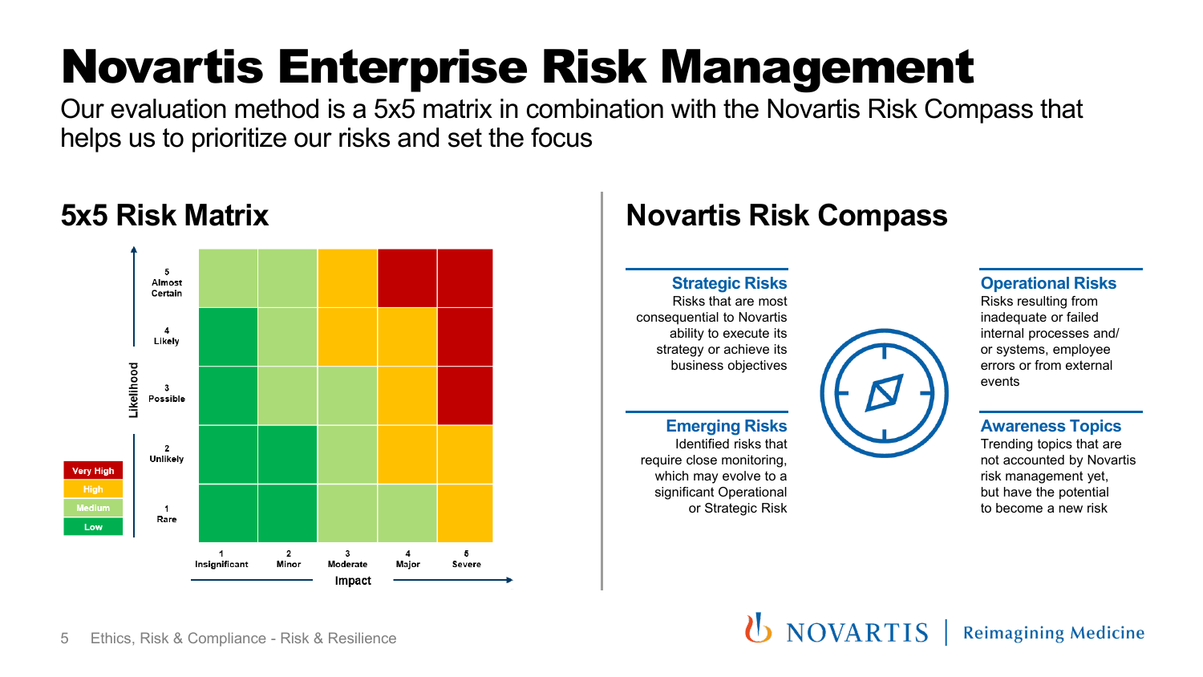# Novartis Enterprise Risk Management

Our evaluation method is a 5x5 matrix in combination with the Novartis Risk Compass that helps us to prioritize our risks and set the focus

## 5x5 Risk Matrix

| Likelihood \ Impact | 1 Insignificant | 2 Minor | 3 Moderate | 4 Major | 5 Severe |
|---|---|---|---|---|---|
| 5 Almost Certain | Medium | Medium | High | Very High | Very High |
| 4 Likely | Low | Medium | High | High | Very High |
| 3 Possible | Low | Medium | Medium | High | Very High |
| 2 Unlikely | Low | Low | Medium | High | High |
| 1 Rare | Low | Low | Medium | Medium | High |

Legend: Very High, High, Medium, Low

## Novartis Risk Compass

### Strategic Risks

Risks that are most consequential to Novartis ability to execute its strategy or achieve its business objectives

### Operational Risks

Risks resulting from inadequate or failed internal processes and/ or systems, employee errors or from external events

### Emerging Risks

Identified risks that require close monitoring, which may evolve to a significant Operational or Strategic Risk

### Awareness Topics

Trending topics that are not accounted by Novartis risk management yet, but have the potential to become a new risk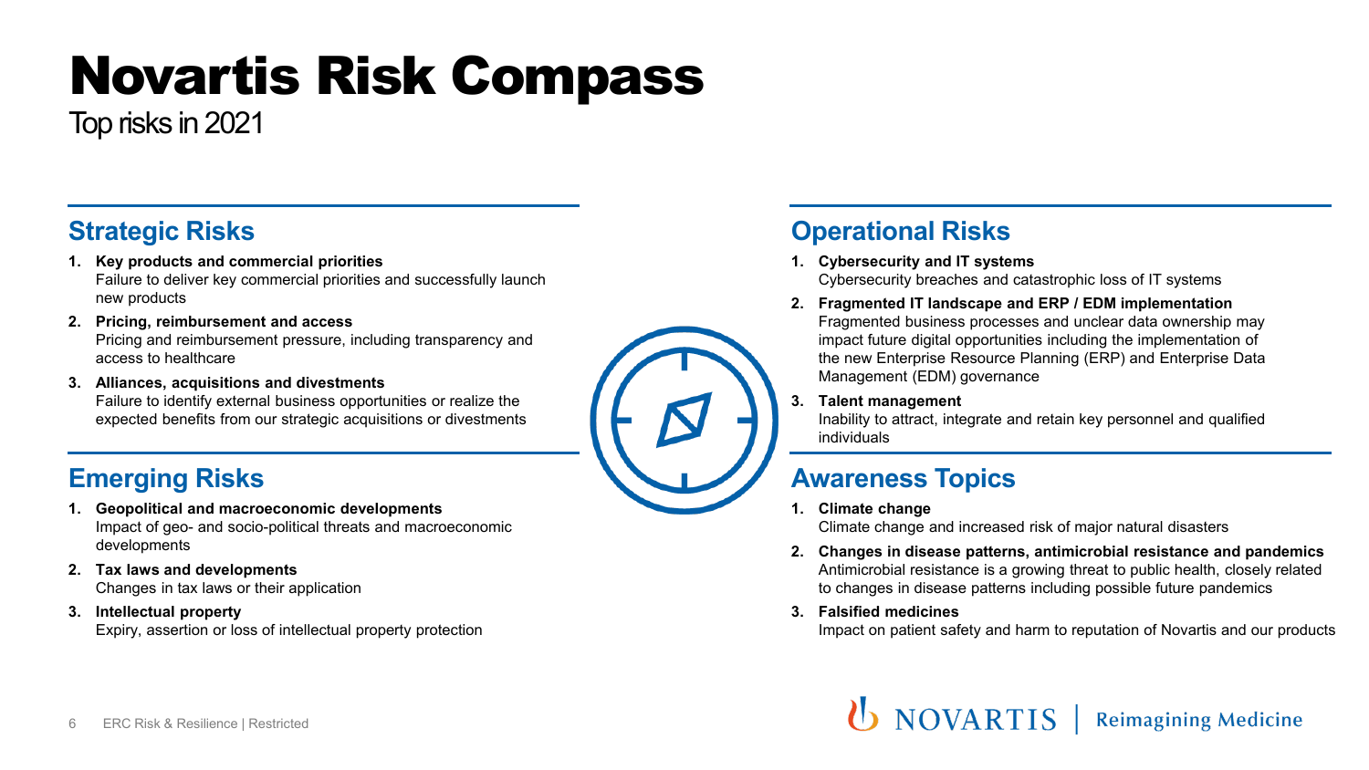# Novartis Risk Compass

Top risks in 2021

## Strategic Risks

1. **Key products and commercial priorities**
   Failure to deliver key commercial priorities and successfully launch new products
2. **Pricing, reimbursement and access**
   Pricing and reimbursement pressure, including transparency and access to healthcare
3. **Alliances, acquisitions and divestments**
   Failure to identify external business opportunities or realize the expected benefits from our strategic acquisitions or divestments

## Emerging Risks

1. **Geopolitical and macroeconomic developments**
   Impact of geo- and socio-political threats and macroeconomic developments
2. **Tax laws and developments**
   Changes in tax laws or their application
3. **Intellectual property**
   Expiry, assertion or loss of intellectual property protection

## Operational Risks

1. **Cybersecurity and IT systems**
   Cybersecurity breaches and catastrophic loss of IT systems
2. **Fragmented IT landscape and ERP / EDM implementation**
   Fragmented business processes and unclear data ownership may impact future digital opportunities including the implementation of the new Enterprise Resource Planning (ERP) and Enterprise Data Management (EDM) governance
3. **Talent management**
   Inability to attract, integrate and retain key personnel and qualified individuals

## Awareness Topics

1. **Climate change**
   Climate change and increased risk of major natural disasters
2. **Changes in disease patterns, antimicrobial resistance and pandemics**
   Antimicrobial resistance is a growing threat to public health, closely related to changes in disease patterns including possible future pandemics
3. **Falsified medicines**
   Impact on patient safety and harm to reputation of Novartis and our products